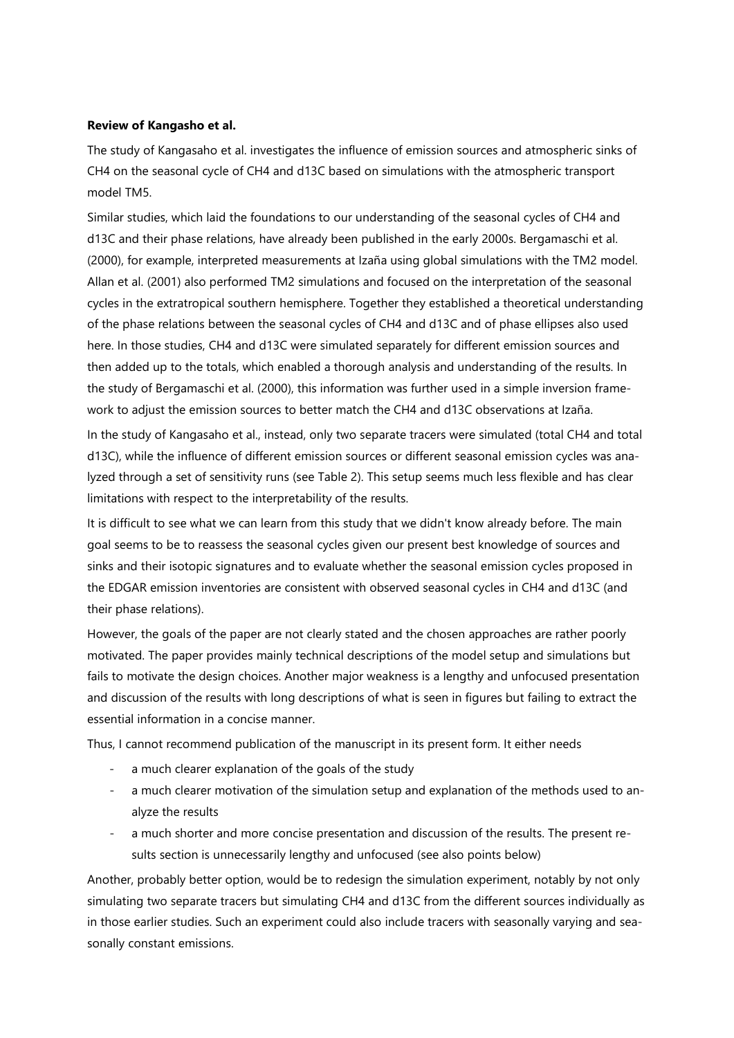**Review of Kangasho et al.**

The study of Kangasahо et al. investigates the influence of emission sources and atmospheric sinks of CH4 on the seasonal cycle of CH4 and d13C based on simulations with the atmospheric transport model TM5.

Similar studies, which laid the foundations to our understanding of the seasonal cycles of CH4 and d13C and their phase relations, have already been published in the early 2000s. Bergamaschi et al. (2000), for example, interpreted measurements at Izaña using global simulations with the TM2 model. Allan et al. (2001) also performed TM2 simulations and focused on the interpretation of the seasonal cycles in the extratropical southern hemisphere. Together they established a theoretical understanding of the phase relations between the seasonal cycles of CH4 and d13C and of phase ellipses also used here. In those studies, CH4 and d13C were simulated separately for different emission sources and then added up to the totals, which enabled a thorough analysis and understanding of the results. In the study of Bergamaschi et al. (2000), this information was further used in a simple inversion framework to adjust the emission sources to better match the CH4 and d13C observations at Izaña.

In the study of Kangasaho et al., instead, only two separate tracers were simulated (total CH4 and total d13C), while the influence of different emission sources or different seasonal emission cycles was analyzed through a set of sensitivity runs (see Table 2). This setup seems much less flexible and has clear limitations with respect to the interpretability of the results.

It is difficult to see what we can learn from this study that we didn't know already before. The main goal seems to be to reassess the seasonal cycles given our present best knowledge of sources and sinks and their isotopic signatures and to evaluate whether the seasonal emission cycles proposed in the EDGAR emission inventories are consistent with observed seasonal cycles in CH4 and d13C (and their phase relations).

However, the goals of the paper are not clearly stated and the chosen approaches are rather poorly motivated. The paper provides mainly technical descriptions of the model setup and simulations but fails to motivate the design choices. Another major weakness is a lengthy and unfocused presentation and discussion of the results with long descriptions of what is seen in figures but failing to extract the essential information in a concise manner.

Thus, I cannot recommend publication of the manuscript in its present form. It either needs

- a much clearer explanation of the goals of the study
- a much clearer motivation of the simulation setup and explanation of the methods used to analyze the results
- a much shorter and more concise presentation and discussion of the results. The present results section is unnecessarily lengthy and unfocused (see also points below)

Another, probably better option, would be to redesign the simulation experiment, notably by not only simulating two separate tracers but simulating CH4 and d13C from the different sources individually as in those earlier studies. Such an experiment could also include tracers with seasonally varying and seasonally constant emissions.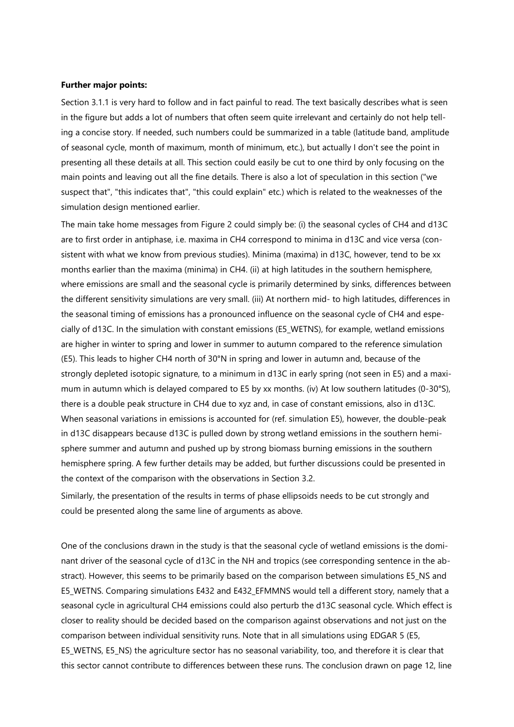**Further major points:**

Section 3.1.1 is very hard to follow and in fact painful to read. The text basically describes what is seen in the figure but adds a lot of numbers that often seem quite irrelevant and certainly do not help telling a concise story. If needed, such numbers could be summarized in a table (latitude band, amplitude of seasonal cycle, month of maximum, month of minimum, etc.), but actually I don't see the point in presenting all these details at all. This section could easily be cut to one third by only focusing on the main points and leaving out all the fine details. There is also a lot of speculation in this section ("we suspect that", "this indicates that", "this could explain" etc.) which is related to the weaknesses of the simulation design mentioned earlier.

The main take home messages from Figure 2 could simply be: (i) the seasonal cycles of $CH_4$ and d13C are to first order in antiphase, i.e. maxima in $CH_4$ correspond to minima in d13C and vice versa (consistent with what we know from previous studies). Minima (maxima) in d13C, however, tend to be xx months earlier than the maxima (minima) in $CH_4$. (ii) at high latitudes in the southern hemisphere, where emissions are small and the seasonal cycle is primarily determined by sinks, differences between the different sensitivity simulations are very small. (iii) At northern mid- to high latitudes, differences in the seasonal timing of emissions has a pronounced influence on the seasonal cycle of $CH_4$ and especially of d13C. In the simulation with constant emissions (E5_WETNS), for example, wetland emissions are higher in winter to spring and lower in summer to autumn compared to the reference simulation (E5). This leads to higher $CH_4$ north of 30°N in spring and lower in autumn and, because of the strongly depleted isotopic signature, to a minimum in d13C in early spring (not seen in E5) and a maximum in autumn which is delayed compared to E5 by xx months. (iv) At low southern latitudes (0-30°S), there is a double peak structure in $CH_4$ due to xyz and, in case of constant emissions, also in d13C. When seasonal variations in emissions is accounted for (ref. simulation E5), however, the double-peak in d13C disappears because d13C is pulled down by strong wetland emissions in the southern hemisphere summer and autumn and pushed up by strong biomass burning emissions in the southern hemisphere spring. A few further details may be added, but further discussions could be presented in the context of the comparison with the observations in Section 3.2.

Similarly, the presentation of the results in terms of phase ellipsoids needs to be cut strongly and could be presented along the same line of arguments as above.

One of the conclusions drawn in the study is that the seasonal cycle of wetland emissions is the dominant driver of the seasonal cycle of d13C in the NH and tropics (see corresponding sentence in the abstract). However, this seems to be primarily based on the comparison between simulations E5_NS and E5_WETNS. Comparing simulations E432 and E432_EFMMNS would tell a different story, namely that a seasonal cycle in agricultural $CH_4$ emissions could also perturb the d13C seasonal cycle. Which effect is closer to reality should be decided based on the comparison against observations and not just on the comparison between individual sensitivity runs. Note that in all simulations using EDGAR 5 (E5, E5_WETNS, E5_NS) the agriculture sector has no seasonal variability, too, and therefore it is clear that this sector cannot contribute to differences between these runs. The conclusion drawn on page 12, line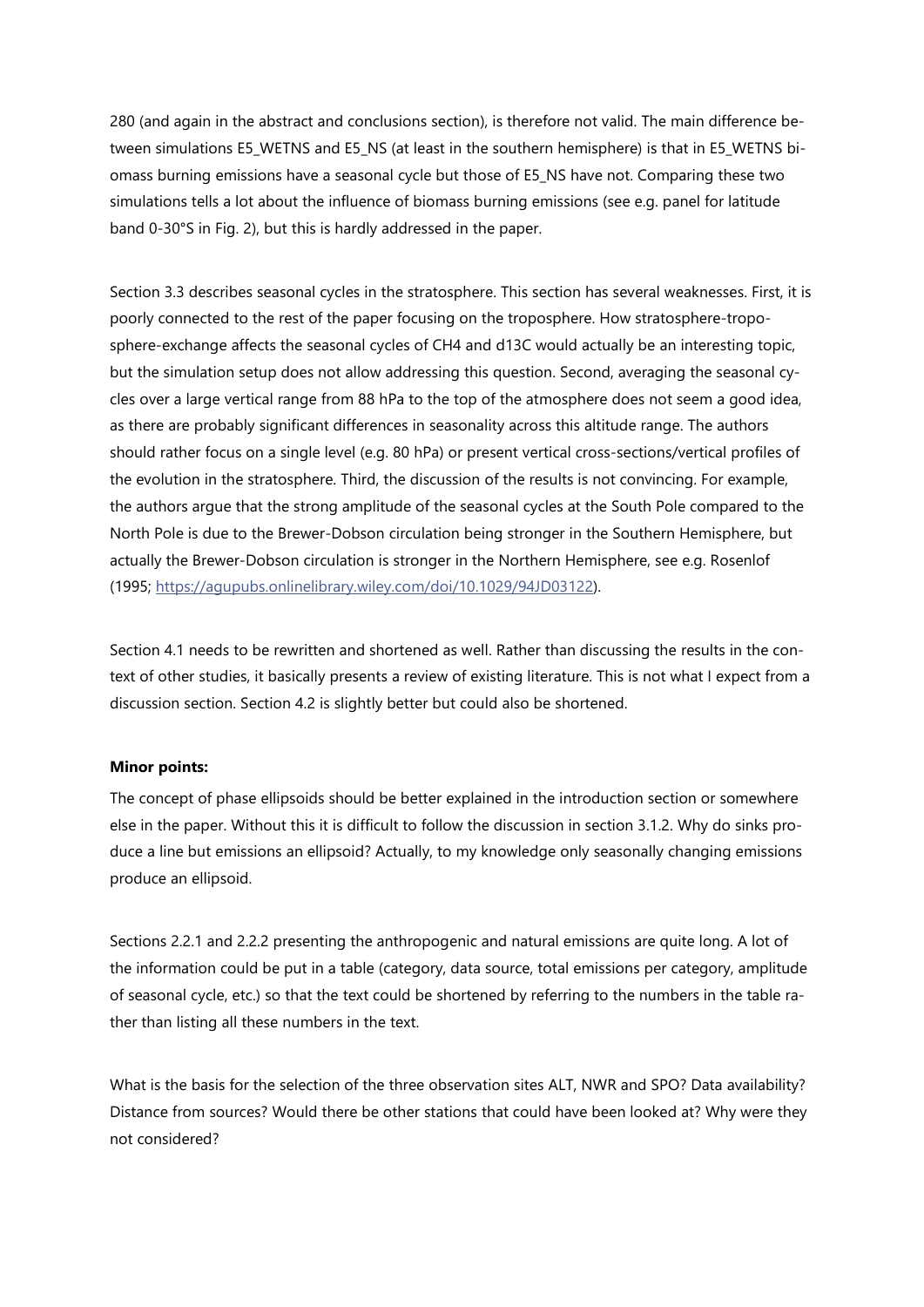280 (and again in the abstract and conclusions section), is therefore not valid. The main difference between simulations E5_WETNS and E5_NS (at least in the southern hemisphere) is that in E5_WETNS biomass burning emissions have a seasonal cycle but those of E5_NS have not. Comparing these two simulations tells a lot about the influence of biomass burning emissions (see e.g. panel for latitude band 0-30°S in Fig. 2), but this is hardly addressed in the paper.

Section 3.3 describes seasonal cycles in the stratosphere. This section has several weaknesses. First, it is poorly connected to the rest of the paper focusing on the troposphere. How stratosphere-troposphere-exchange affects the seasonal cycles of CH4 and d13C would actually be an interesting topic, but the simulation setup does not allow addressing this question. Second, averaging the seasonal cycles over a large vertical range from 88 hPa to the top of the atmosphere does not seem a good idea, as there are probably significant differences in seasonality across this altitude range. The authors should rather focus on a single level (e.g. 80 hPa) or present vertical cross-sections/vertical profiles of the evolution in the stratosphere. Third, the discussion of the results is not convincing. For example, the authors argue that the strong amplitude of the seasonal cycles at the South Pole compared to the North Pole is due to the Brewer-Dobson circulation being stronger in the Southern Hemisphere, but actually the Brewer-Dobson circulation is stronger in the Northern Hemisphere, see e.g. Rosenlof (1995; https://agupubs.onlinelibrary.wiley.com/doi/10.1029/94JD03122).

Section 4.1 needs to be rewritten and shortened as well. Rather than discussing the results in the context of other studies, it basically presents a review of existing literature. This is not what I expect from a discussion section. Section 4.2 is slightly better but could also be shortened.

**Minor points:**

The concept of phase ellipsoids should be better explained in the introduction section or somewhere else in the paper. Without this it is difficult to follow the discussion in section 3.1.2. Why do sinks produce a line but emissions an ellipsoid? Actually, to my knowledge only seasonally changing emissions produce an ellipsoid.

Sections 2.2.1 and 2.2.2 presenting the anthropogenic and natural emissions are quite long. A lot of the information could be put in a table (category, data source, total emissions per category, amplitude of seasonal cycle, etc.) so that the text could be shortened by referring to the numbers in the table rather than listing all these numbers in the text.

What is the basis for the selection of the three observation sites ALT, NWR and SPO? Data availability? Distance from sources? Would there be other stations that could have been looked at? Why were they not considered?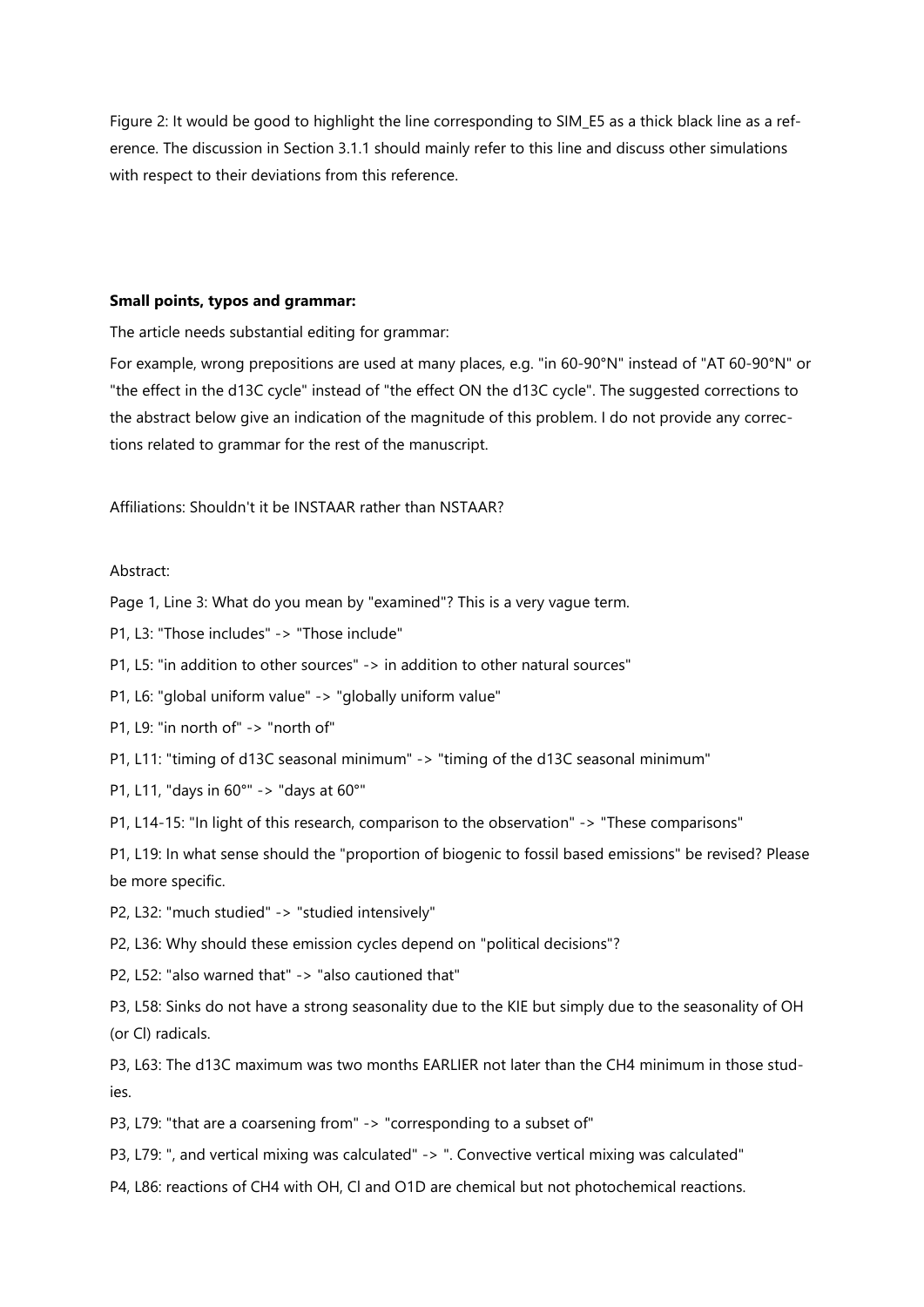Figure 2: It would be good to highlight the line corresponding to SIM_E5 as a thick black line as a reference. The discussion in Section 3.1.1 should mainly refer to this line and discuss other simulations with respect to their deviations from this reference.

**Small points, typos and grammar:**

The article needs substantial editing for grammar:

For example, wrong prepositions are used at many places, e.g. "in 60-90°N" instead of "AT 60-90°N" or "the effect in the d13C cycle" instead of "the effect ON the d13C cycle". The suggested corrections to the abstract below give an indication of the magnitude of this problem. I do not provide any corrections related to grammar for the rest of the manuscript.

Affiliations: Shouldn't it be INSTAAR rather than NSTAAR?

Abstract:

Page 1, Line 3: What do you mean by "examined"? This is a very vague term.

P1, L3: "Those includes" -> "Those include"

P1, L5: "in addition to other sources" -> in addition to other natural sources"

P1, L6: "global uniform value" -> "globally uniform value"

P1, L9: "in north of" -> "north of"

P1, L11: "timing of d13C seasonal minimum" -> "timing of the d13C seasonal minimum"

P1, L11, "days in 60°" -> "days at 60°"

P1, L14-15: "In light of this research, comparison to the observation" -> "These comparisons"

P1, L19: In what sense should the "proportion of biogenic to fossil based emissions" be revised? Please be more specific.

P2, L32: "much studied" -> "studied intensively"

P2, L36: Why should these emission cycles depend on "political decisions"?

P2, L52: "also warned that" -> "also cautioned that"

P3, L58: Sinks do not have a strong seasonality due to the KIE but simply due to the seasonality of OH (or Cl) radicals.

P3, L63: The d13C maximum was two months EARLIER not later than the $CH_4$ minimum in those studies.

P3, L79: "that are a coarsening from" -> "corresponding to a subset of"

P3, L79: ", and vertical mixing was calculated" -> ". Convective vertical mixing was calculated"

P4, L86: reactions of $CH_4$ with OH, Cl and O1D are chemical but not photochemical reactions.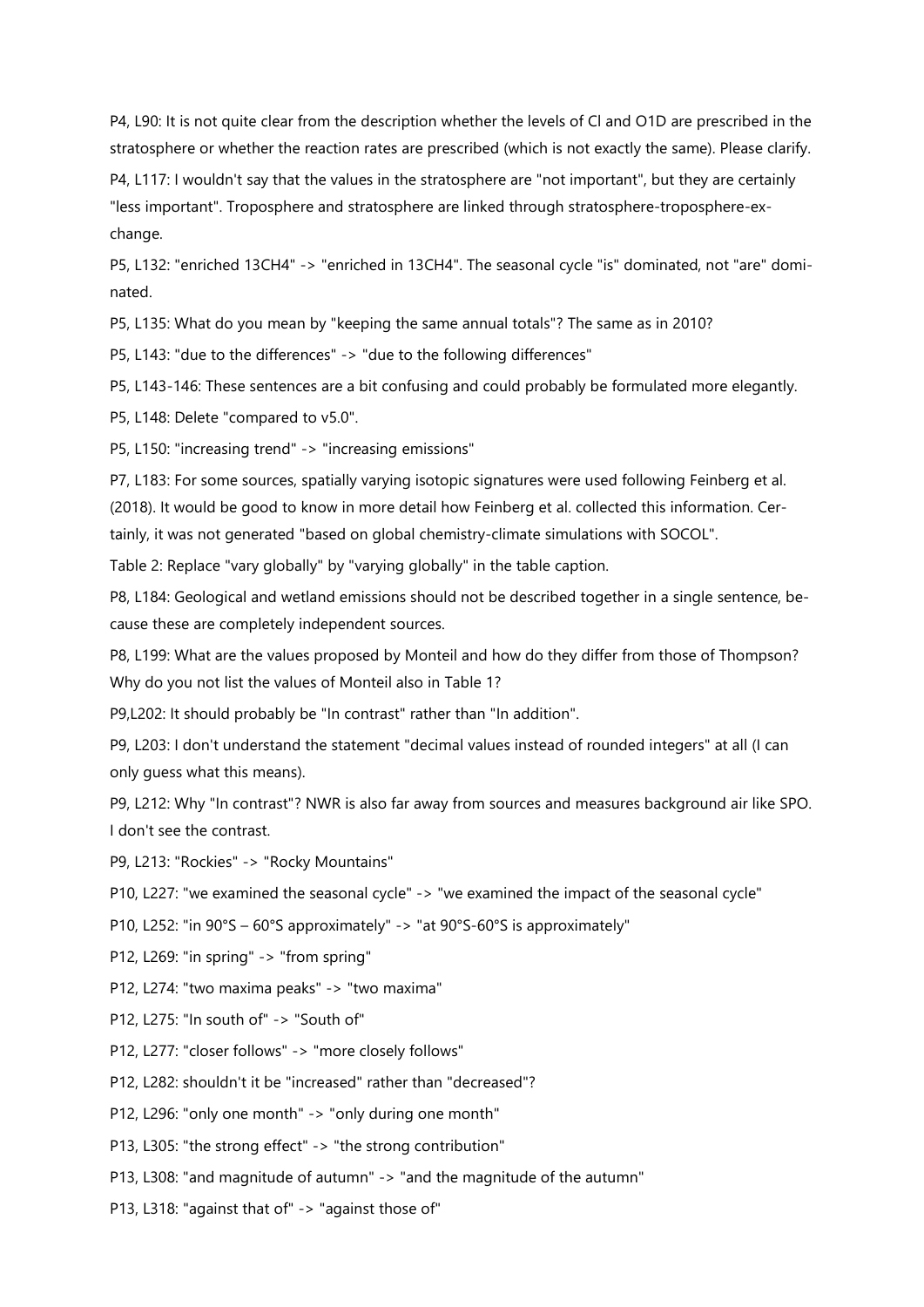P4, L90: It is not quite clear from the description whether the levels of Cl and O1D are prescribed in the stratosphere or whether the reaction rates are prescribed (which is not exactly the same). Please clarify.

P4, L117: I wouldn't say that the values in the stratosphere are "not important", but they are certainly "less important". Troposphere and stratosphere are linked through stratosphere-troposphere-exchange.

P5, L132: "enriched 13CH4" -> "enriched in 13CH4". The seasonal cycle "is" dominated, not "are" dominated.

P5, L135: What do you mean by "keeping the same annual totals"? The same as in 2010?

P5, L143: "due to the differences" -> "due to the following differences"

P5, L143-146: These sentences are a bit confusing and could probably be formulated more elegantly.

P5, L148: Delete "compared to v5.0".

P5, L150: "increasing trend" -> "increasing emissions"

P7, L183: For some sources, spatially varying isotopic signatures were used following Feinberg et al. (2018). It would be good to know in more detail how Feinberg et al. collected this information. Certainly, it was not generated "based on global chemistry-climate simulations with SOCOL".

Table 2: Replace "vary globally" by "varying globally" in the table caption.

P8, L184: Geological and wetland emissions should not be described together in a single sentence, because these are completely independent sources.

P8, L199: What are the values proposed by Monteil and how do they differ from those of Thompson? Why do you not list the values of Monteil also in Table 1?

P9,L202: It should probably be "In contrast" rather than "In addition".

P9, L203: I don't understand the statement "decimal values instead of rounded integers" at all (I can only guess what this means).

P9, L212: Why "In contrast"? NWR is also far away from sources and measures background air like SPO. I don't see the contrast.

P9, L213: "Rockies" -> "Rocky Mountains"

P10, L227: "we examined the seasonal cycle" -> "we examined the impact of the seasonal cycle"

P10, L252: "in 90°S – 60°S approximately" -> "at 90°S-60°S is approximately"

P12, L269: "in spring" -> "from spring"

P12, L274: "two maxima peaks" -> "two maxima"

P12, L275: "In south of" -> "South of"

P12, L277: "closer follows" -> "more closely follows"

P12, L282: shouldn't it be "increased" rather than "decreased"?

P12, L296: "only one month" -> "only during one month"

P13, L305: "the strong effect" -> "the strong contribution"

P13, L308: "and magnitude of autumn" -> "and the magnitude of the autumn"

P13, L318: "against that of" -> "against those of"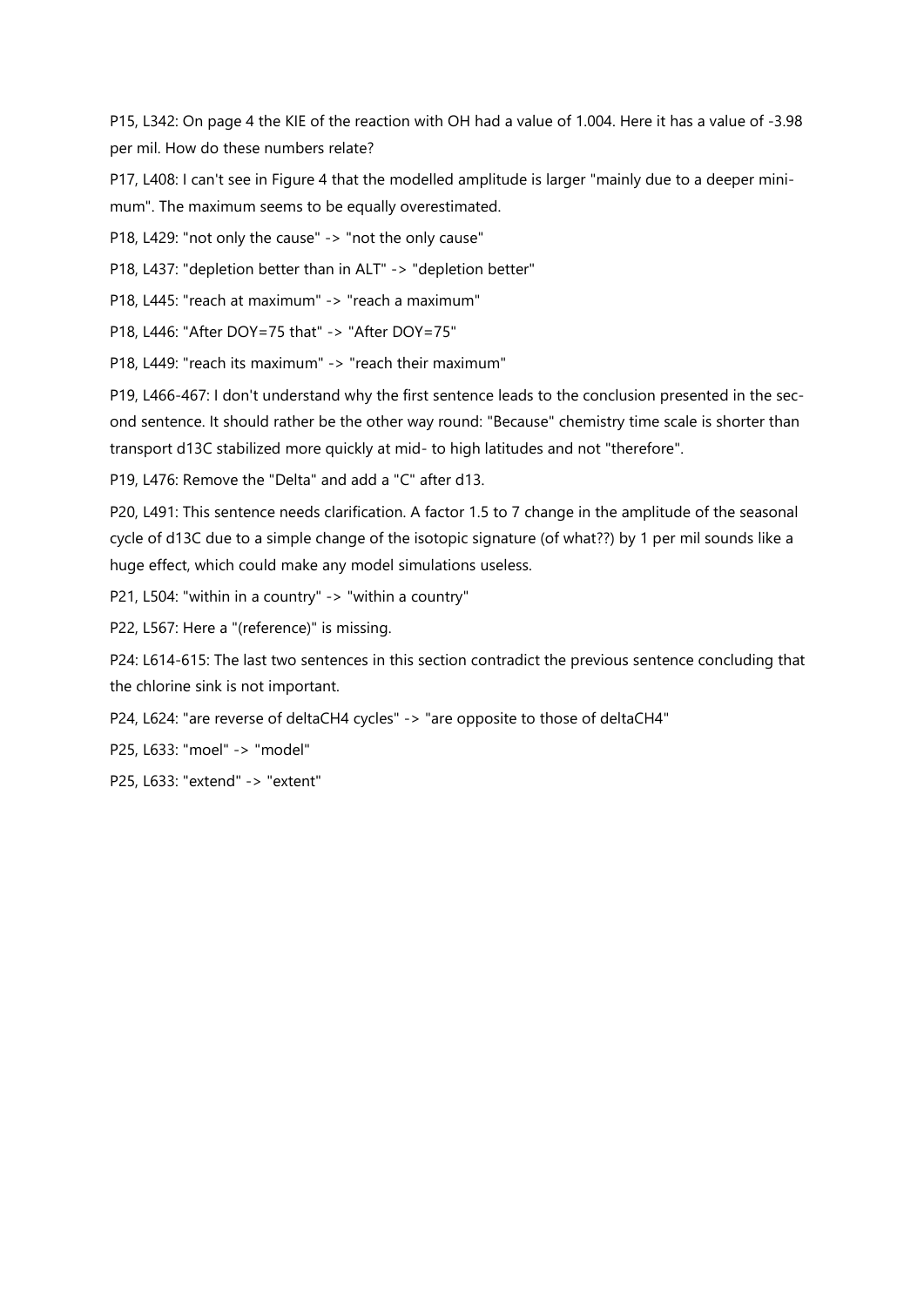P15, L342: On page 4 the KIE of the reaction with OH had a value of 1.004. Here it has a value of -3.98 per mil. How do these numbers relate?

P17, L408: I can't see in Figure 4 that the modelled amplitude is larger "mainly due to a deeper minimum". The maximum seems to be equally overestimated.

P18, L429: "not only the cause" -> "not the only cause"

P18, L437: "depletion better than in ALT" -> "depletion better"

P18, L445: "reach at maximum" -> "reach a maximum"

P18, L446: "After DOY=75 that" -> "After DOY=75"

P18, L449: "reach its maximum" -> "reach their maximum"

P19, L466-467: I don't understand why the first sentence leads to the conclusion presented in the second sentence. It should rather be the other way round: "Because" chemistry time scale is shorter than transport d13C stabilized more quickly at mid- to high latitudes and not "therefore".

P19, L476: Remove the "Delta" and add a "C" after d13.

P20, L491: This sentence needs clarification. A factor 1.5 to 7 change in the amplitude of the seasonal cycle of d13C due to a simple change of the isotopic signature (of what??) by 1 per mil sounds like a huge effect, which could make any model simulations useless.

P21, L504: "within in a country" -> "within a country"

P22, L567: Here a "(reference)" is missing.

P24: L614-615: The last two sentences in this section contradict the previous sentence concluding that the chlorine sink is not important.

P24, L624: "are reverse of deltaCH4 cycles" -> "are opposite to those of deltaCH4"

P25, L633: "moel" -> "model"

P25, L633: "extend" -> "extent"